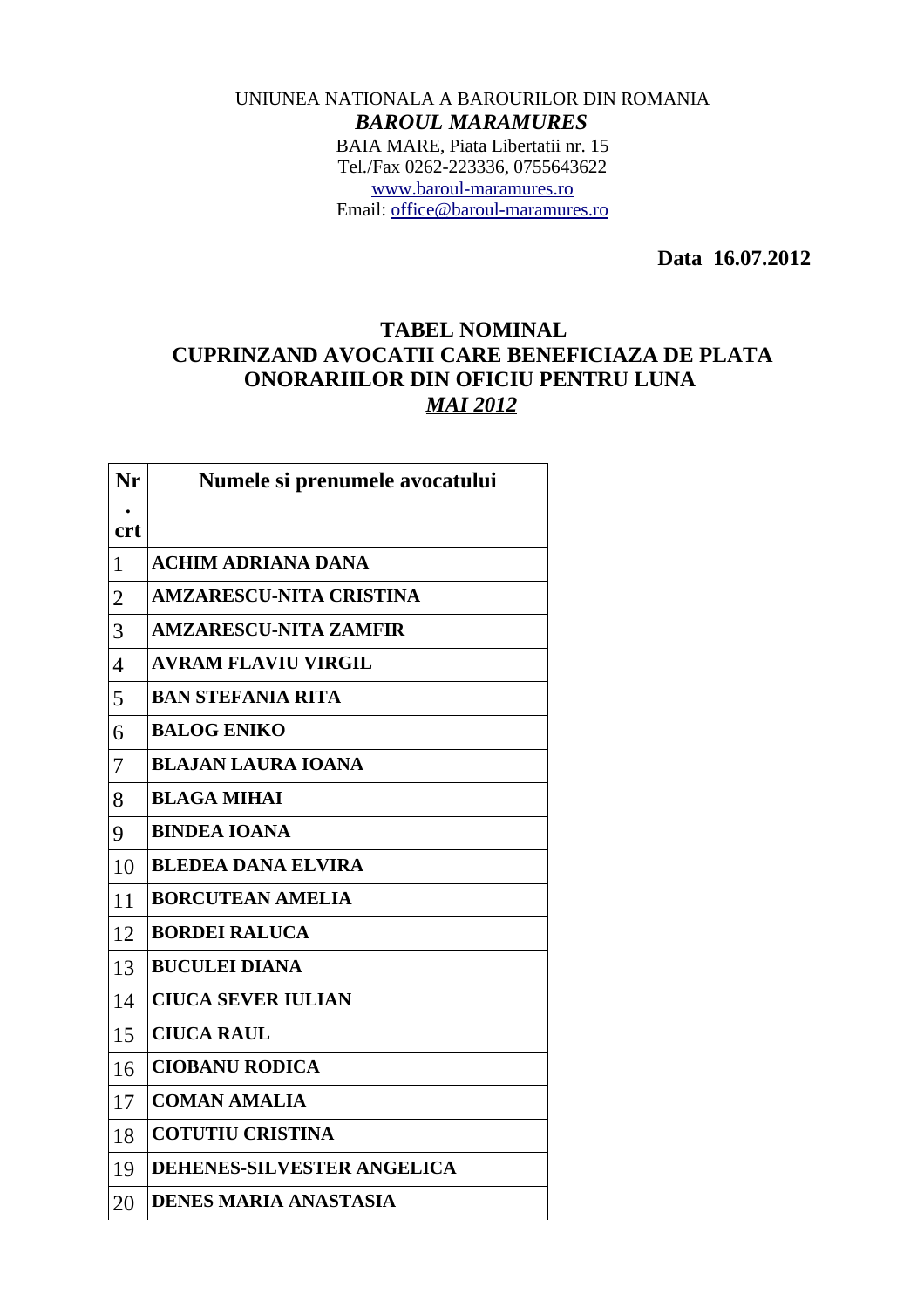UNIUNEA NATIONALA A BAROURILOR DIN ROMANIA

***BAROUL MARAMURES***

BAIA MARE, Piata Libertatii nr. 15

Tel./Fax 0262-223336, 0755643622

www.baroul-maramures.ro

Email: office@baroul-maramures.ro

**Data 16.07.2012**

## TABEL NOMINAL
## CUPRINZAND AVOCATII CARE BENEFICIAZA DE PLATA ONORARIILOR DIN OFICIU PENTRU LUNA
## *MAI 2012*

| Nr. crt | Numele si prenumele avocatului |
|---|---|
| 1 | **ACHIM ADRIANA DANA** |
| 2 | **AMZARESCU-NITA CRISTINA** |
| 3 | **AMZARESCU-NITA ZAMFIR** |
| 4 | **AVRAM FLAVIU VIRGIL** |
| 5 | **BAN STEFANIA RITA** |
| 6 | **BALOG ENIKO** |
| 7 | **BLAJAN LAURA IOANA** |
| 8 | **BLAGA MIHAI** |
| 9 | **BINDEA IOANA** |
| 10 | **BLEDEA DANA ELVIRA** |
| 11 | **BORCUTEAN AMELIA** |
| 12 | **BORDEI RALUCA** |
| 13 | **BUCULEI DIANA** |
| 14 | **CIUCA SEVER IULIAN** |
| 15 | **CIUCA RAUL** |
| 16 | **CIOBANU RODICA** |
| 17 | **COMAN AMALIA** |
| 18 | **COTUTIU CRISTINA** |
| 19 | **DEHENES-SILVESTER ANGELICA** |
| 20 | **DENES MARIA ANASTASIA** |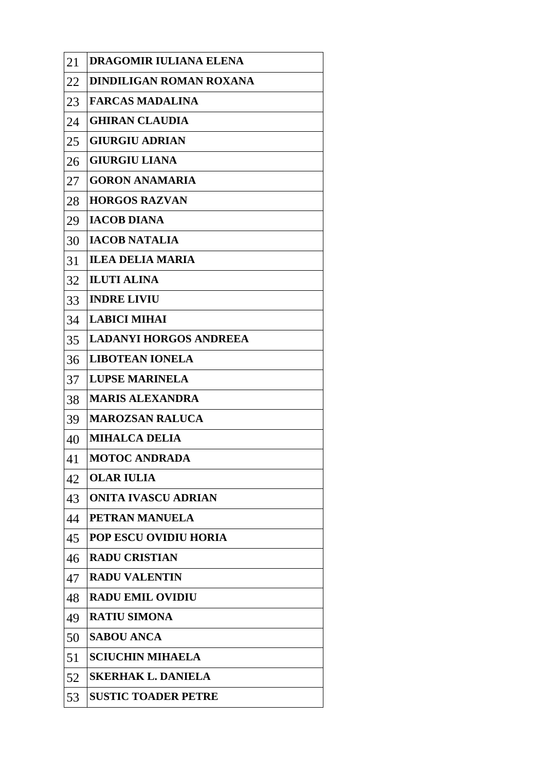| | |
|---|---|
| 21 | **DRAGOMIR IULIANA ELENA** |
| 22 | **DINDILIGAN ROMAN ROXANA** |
| 23 | **FARCAS MADALINA** |
| 24 | **GHIRAN CLAUDIA** |
| 25 | **GIURGIU ADRIAN** |
| 26 | **GIURGIU LIANA** |
| 27 | **GORON ANAMARIA** |
| 28 | **HORGOS RAZVAN** |
| 29 | **IACOB DIANA** |
| 30 | **IACOB NATALIA** |
| 31 | **ILEA DELIA MARIA** |
| 32 | **ILUTI ALINA** |
| 33 | **INDRE LIVIU** |
| 34 | **LABICI MIHAI** |
| 35 | **LADANYI HORGOS ANDREEA** |
| 36 | **LIBOTEAN IONELA** |
| 37 | **LUPSE MARINELA** |
| 38 | **MARIS ALEXANDRA** |
| 39 | **MAROZSAN RALUCA** |
| 40 | **MIHALCA DELIA** |
| 41 | **MOTOC ANDRADA** |
| 42 | **OLAR IULIA** |
| 43 | **ONITA IVASCU ADRIAN** |
| 44 | **PETRAN MANUELA** |
| 45 | **POP ESCU OVIDIU HORIA** |
| 46 | **RADU CRISTIAN** |
| 47 | **RADU VALENTIN** |
| 48 | **RADU EMIL OVIDIU** |
| 49 | **RATIU SIMONA** |
| 50 | **SABOU ANCA** |
| 51 | **SCIUCHIN MIHAELA** |
| 52 | **SKERHAK L. DANIELA** |
| 53 | **SUSTIC TOADER PETRE** |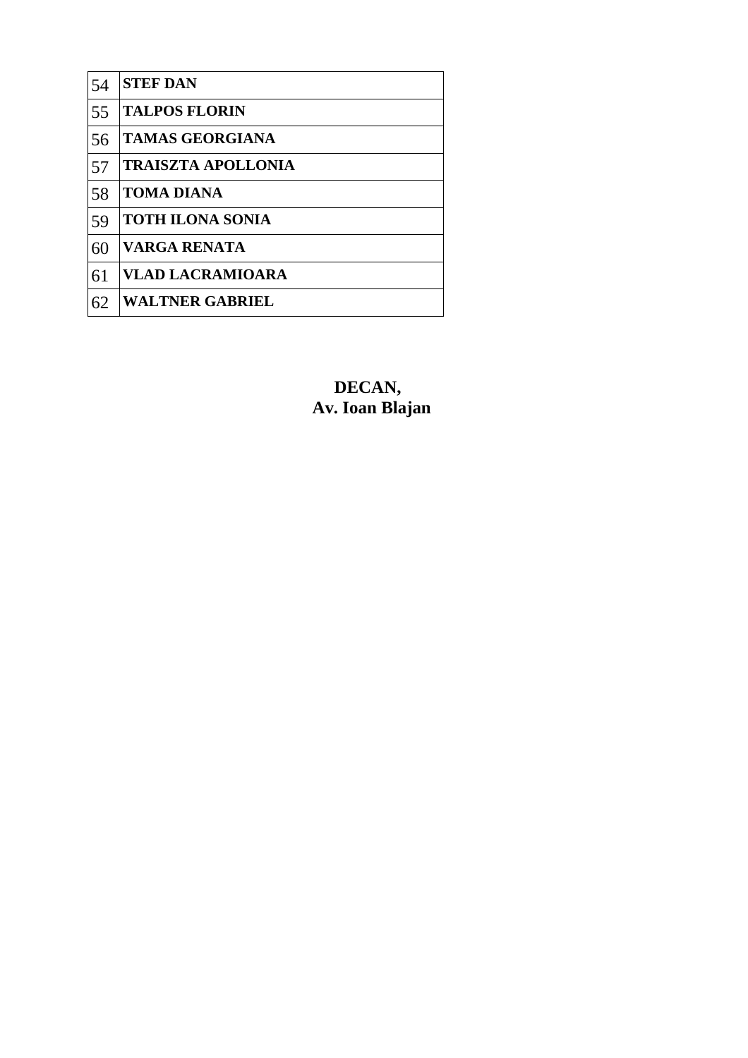| | |
|---|---|
| 54 | **STEF DAN** |
| 55 | **TALPOS FLORIN** |
| 56 | **TAMAS GEORGIANA** |
| 57 | **TRAISZTA APOLLONIA** |
| 58 | **TOMA DIANA** |
| 59 | **TOTH ILONA SONIA** |
| 60 | **VARGA RENATA** |
| 61 | **VLAD LACRAMIOARA** |
| 62 | **WALTNER GABRIEL** |

**DECAN,**
**Av. Ioan Blajan**